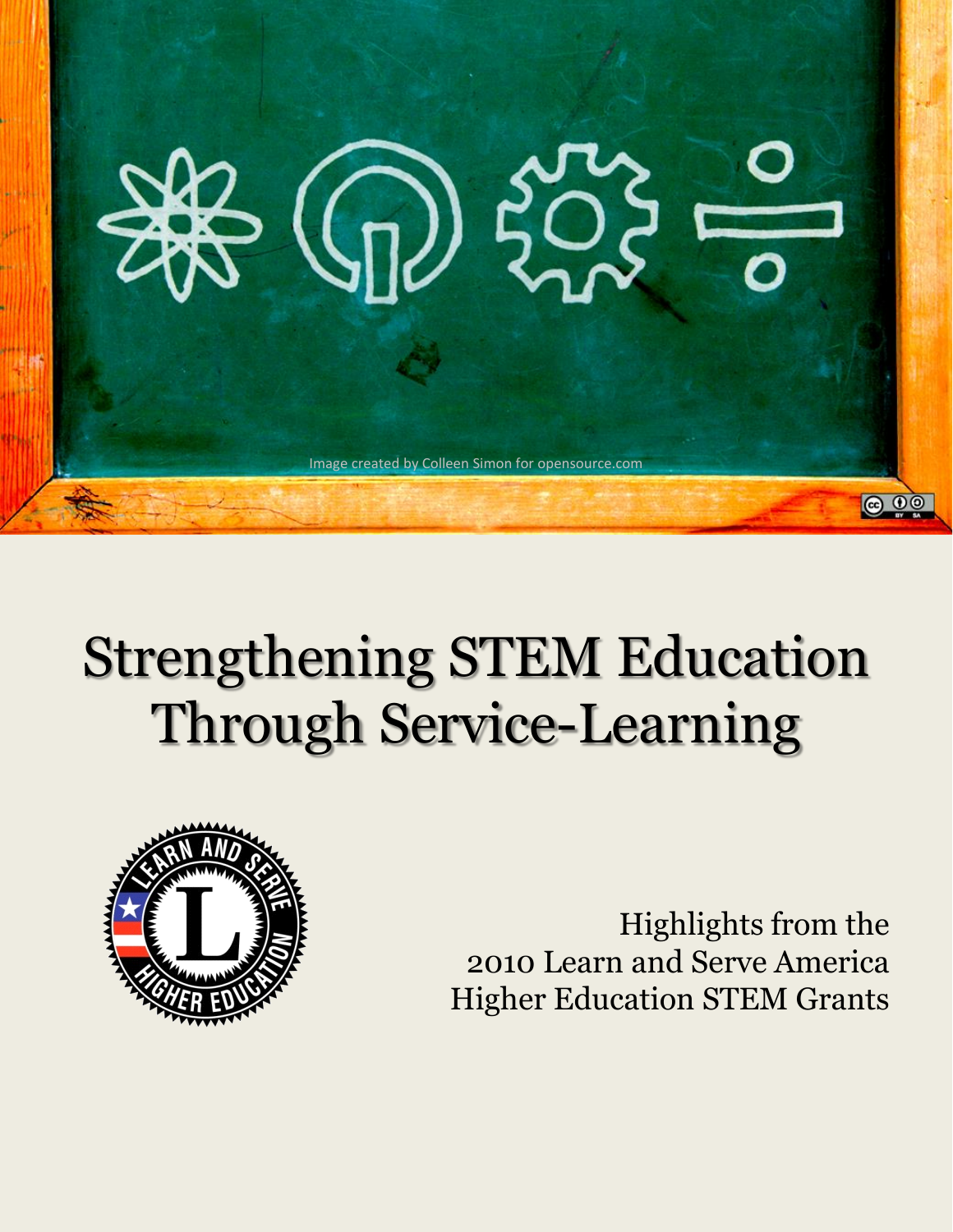Image created by Colleen Simon for opensource.com

# Strengthening STEM Education Through Service-Learning

Highlights from the 2010 Learn and Serve America Higher Education STEM Grants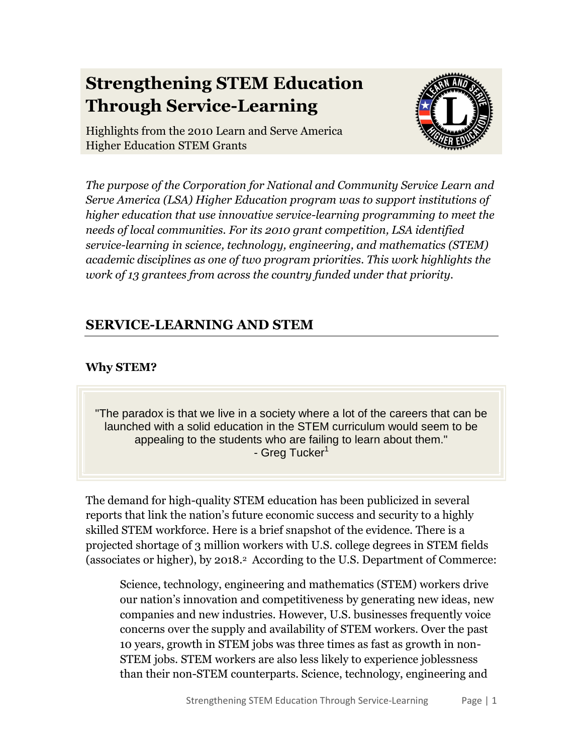# Strengthening STEM Education Through Service-Learning

Highlights from the 2010 Learn and Serve America Higher Education STEM Grants

*The purpose of the Corporation for National and Community Service Learn and Serve America (LSA) Higher Education program was to support institutions of higher education that use innovative service-learning programming to meet the needs of local communities. For its 2010 grant competition, LSA identified service-learning in science, technology, engineering, and mathematics (STEM) academic disciplines as one of two program priorities. This work highlights the work of 13 grantees from across the country funded under that priority.*

## SERVICE-LEARNING AND STEM

### Why STEM?

> "The paradox is that we live in a society where a lot of the careers that can be launched with a solid education in the STEM curriculum would seem to be appealing to the students who are failing to learn about them."
> - Greg Tucker[1]

The demand for high-quality STEM education has been publicized in several reports that link the nation's future economic success and security to a highly skilled STEM workforce. Here is a brief snapshot of the evidence. There is a projected shortage of 3 million workers with U.S. college degrees in STEM fields (associates or higher), by 2018.[2] According to the U.S. Department of Commerce:

> Science, technology, engineering and mathematics (STEM) workers drive our nation's innovation and competitiveness by generating new ideas, new companies and new industries. However, U.S. businesses frequently voice concerns over the supply and availability of STEM workers. Over the past 10 years, growth in STEM jobs was three times as fast as growth in non-STEM jobs. STEM workers are also less likely to experience joblessness than their non-STEM counterparts. Science, technology, engineering and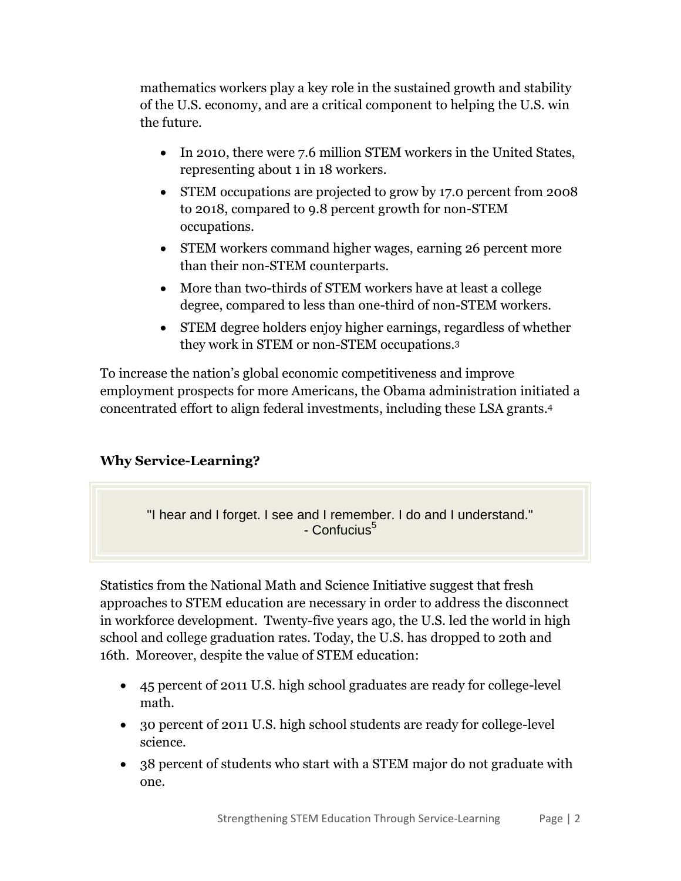mathematics workers play a key role in the sustained growth and stability of the U.S. economy, and are a critical component to helping the U.S. win the future.

- In 2010, there were 7.6 million STEM workers in the United States, representing about 1 in 18 workers.
- STEM occupations are projected to grow by 17.0 percent from 2008 to 2018, compared to 9.8 percent growth for non-STEM occupations.
- STEM workers command higher wages, earning 26 percent more than their non-STEM counterparts.
- More than two-thirds of STEM workers have at least a college degree, compared to less than one-third of non-STEM workers.
- STEM degree holders enjoy higher earnings, regardless of whether they work in STEM or non-STEM occupations.[3]

To increase the nation's global economic competitiveness and improve employment prospects for more Americans, the Obama administration initiated a concentrated effort to align federal investments, including these LSA grants.[4]

### Why Service-Learning?

> "I hear and I forget. I see and I remember. I do and I understand."
> - Confucius[5]

Statistics from the National Math and Science Initiative suggest that fresh approaches to STEM education are necessary in order to address the disconnect in workforce development. Twenty-five years ago, the U.S. led the world in high school and college graduation rates. Today, the U.S. has dropped to 20th and 16th. Moreover, despite the value of STEM education:

- 45 percent of 2011 U.S. high school graduates are ready for college-level math.
- 30 percent of 2011 U.S. high school students are ready for college-level science.
- 38 percent of students who start with a STEM major do not graduate with one.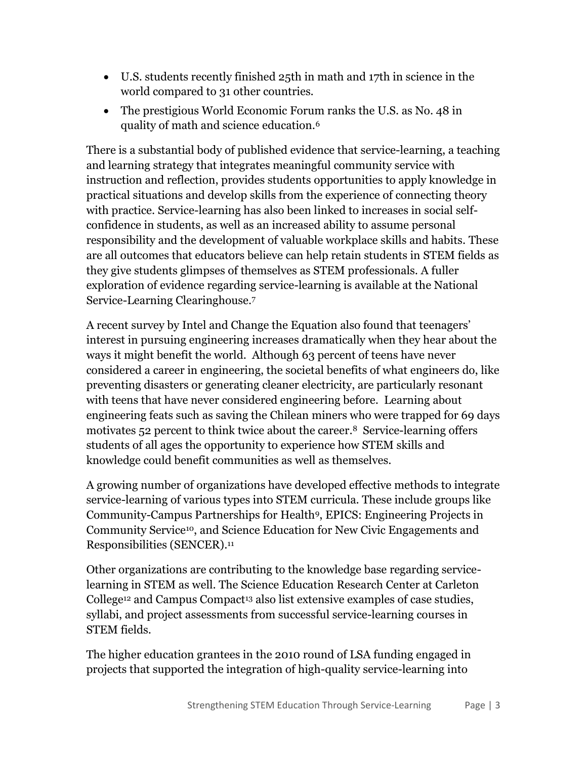- U.S. students recently finished 25th in math and 17th in science in the world compared to 31 other countries.
- The prestigious World Economic Forum ranks the U.S. as No. 48 in quality of math and science education.[6]

There is a substantial body of published evidence that service-learning, a teaching and learning strategy that integrates meaningful community service with instruction and reflection, provides students opportunities to apply knowledge in practical situations and develop skills from the experience of connecting theory with practice. Service-learning has also been linked to increases in social self-confidence in students, as well as an increased ability to assume personal responsibility and the development of valuable workplace skills and habits. These are all outcomes that educators believe can help retain students in STEM fields as they give students glimpses of themselves as STEM professionals. A fuller exploration of evidence regarding service-learning is available at the National Service-Learning Clearinghouse.[7]

A recent survey by Intel and Change the Equation also found that teenagers' interest in pursuing engineering increases dramatically when they hear about the ways it might benefit the world. Although 63 percent of teens have never considered a career in engineering, the societal benefits of what engineers do, like preventing disasters or generating cleaner electricity, are particularly resonant with teens that have never considered engineering before. Learning about engineering feats such as saving the Chilean miners who were trapped for 69 days motivates 52 percent to think twice about the career.[8] Service-learning offers students of all ages the opportunity to experience how STEM skills and knowledge could benefit communities as well as themselves.

A growing number of organizations have developed effective methods to integrate service-learning of various types into STEM curricula. These include groups like Community-Campus Partnerships for Health[9], EPICS: Engineering Projects in Community Service[10], and Science Education for New Civic Engagements and Responsibilities (SENCER).[11]

Other organizations are contributing to the knowledge base regarding service-learning in STEM as well. The Science Education Research Center at Carleton College[12] and Campus Compact[13] also list extensive examples of case studies, syllabi, and project assessments from successful service-learning courses in STEM fields.

The higher education grantees in the 2010 round of LSA funding engaged in projects that supported the integration of high-quality service-learning into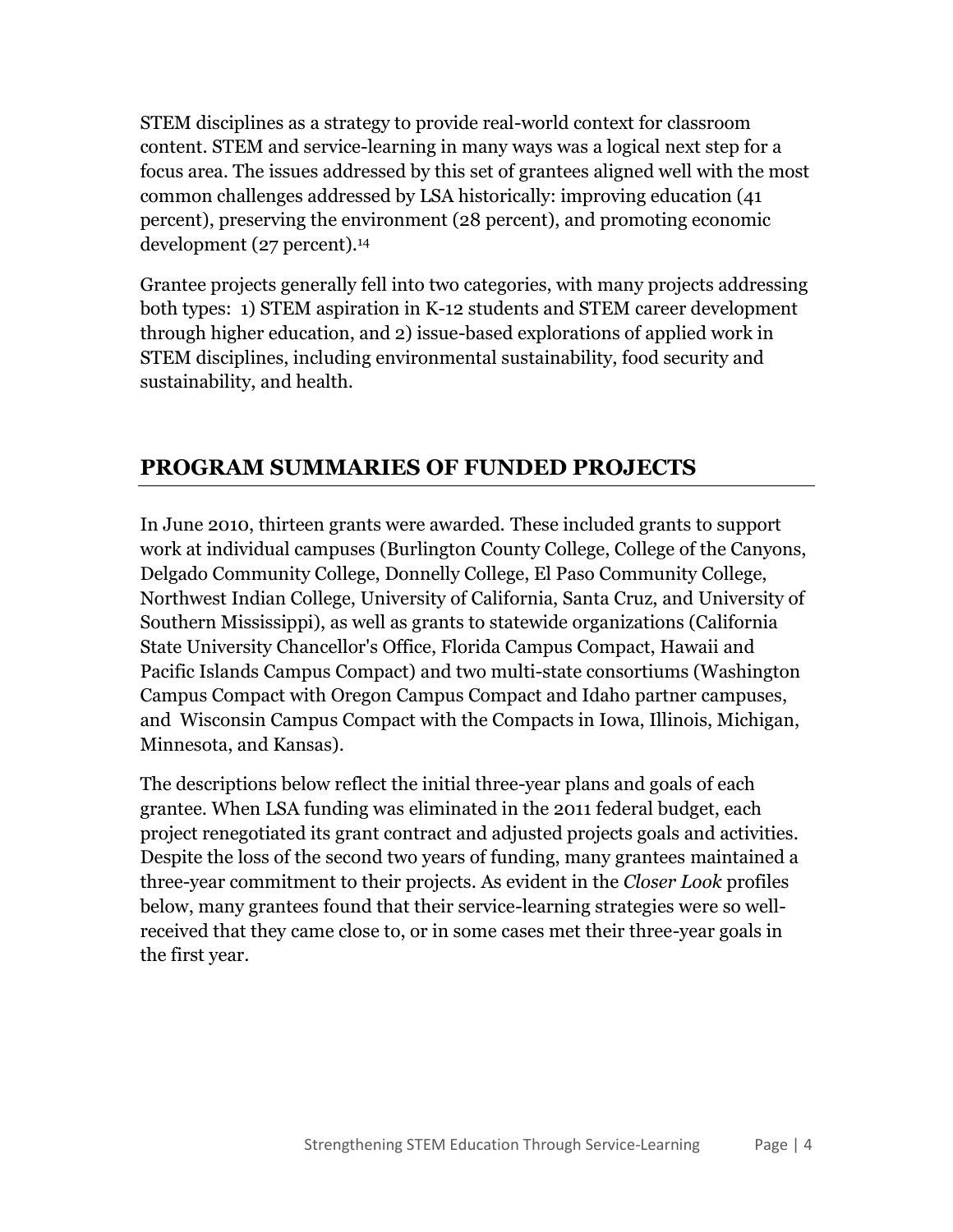STEM disciplines as a strategy to provide real-world context for classroom content. STEM and service-learning in many ways was a logical next step for a focus area. The issues addressed by this set of grantees aligned well with the most common challenges addressed by LSA historically: improving education (41 percent), preserving the environment (28 percent), and promoting economic development (27 percent).[14]

Grantee projects generally fell into two categories, with many projects addressing both types: 1) STEM aspiration in K-12 students and STEM career development through higher education, and 2) issue-based explorations of applied work in STEM disciplines, including environmental sustainability, food security and sustainability, and health.

## PROGRAM SUMMARIES OF FUNDED PROJECTS

In June 2010, thirteen grants were awarded. These included grants to support work at individual campuses (Burlington County College, College of the Canyons, Delgado Community College, Donnelly College, El Paso Community College, Northwest Indian College, University of California, Santa Cruz, and University of Southern Mississippi), as well as grants to statewide organizations (California State University Chancellor's Office, Florida Campus Compact, Hawaii and Pacific Islands Campus Compact) and two multi-state consortiums (Washington Campus Compact with Oregon Campus Compact and Idaho partner campuses, and Wisconsin Campus Compact with the Compacts in Iowa, Illinois, Michigan, Minnesota, and Kansas).

The descriptions below reflect the initial three-year plans and goals of each grantee. When LSA funding was eliminated in the 2011 federal budget, each project renegotiated its grant contract and adjusted projects goals and activities. Despite the loss of the second two years of funding, many grantees maintained a three-year commitment to their projects. As evident in the *Closer Look* profiles below, many grantees found that their service-learning strategies were so well-received that they came close to, or in some cases met their three-year goals in the first year.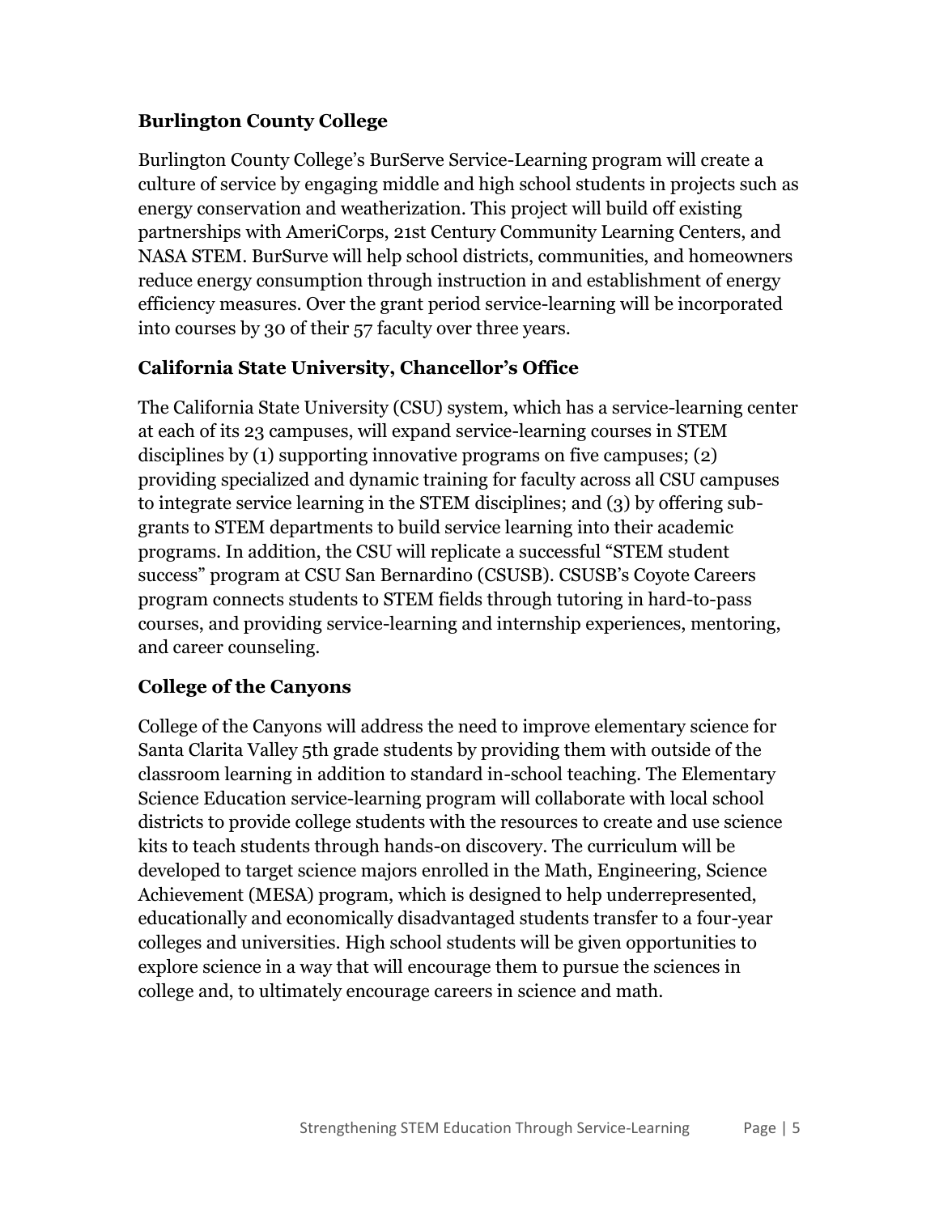**Burlington County College**

Burlington County College's BurServe Service-Learning program will create a culture of service by engaging middle and high school students in projects such as energy conservation and weatherization. This project will build off existing partnerships with AmeriCorps, 21st Century Community Learning Centers, and NASA STEM. BurSurve will help school districts, communities, and homeowners reduce energy consumption through instruction in and establishment of energy efficiency measures. Over the grant period service-learning will be incorporated into courses by 30 of their 57 faculty over three years.

**California State University, Chancellor's Office**

The California State University (CSU) system, which has a service-learning center at each of its 23 campuses, will expand service-learning courses in STEM disciplines by (1) supporting innovative programs on five campuses; (2) providing specialized and dynamic training for faculty across all CSU campuses to integrate service learning in the STEM disciplines; and (3) by offering sub-grants to STEM departments to build service learning into their academic programs. In addition, the CSU will replicate a successful "STEM student success" program at CSU San Bernardino (CSUSB). CSUSB's Coyote Careers program connects students to STEM fields through tutoring in hard-to-pass courses, and providing service-learning and internship experiences, mentoring, and career counseling.

**College of the Canyons**

College of the Canyons will address the need to improve elementary science for Santa Clarita Valley 5th grade students by providing them with outside of the classroom learning in addition to standard in-school teaching. The Elementary Science Education service-learning program will collaborate with local school districts to provide college students with the resources to create and use science kits to teach students through hands-on discovery. The curriculum will be developed to target science majors enrolled in the Math, Engineering, Science Achievement (MESA) program, which is designed to help underrepresented, educationally and economically disadvantaged students transfer to a four-year colleges and universities. High school students will be given opportunities to explore science in a way that will encourage them to pursue the sciences in college and, to ultimately encourage careers in science and math.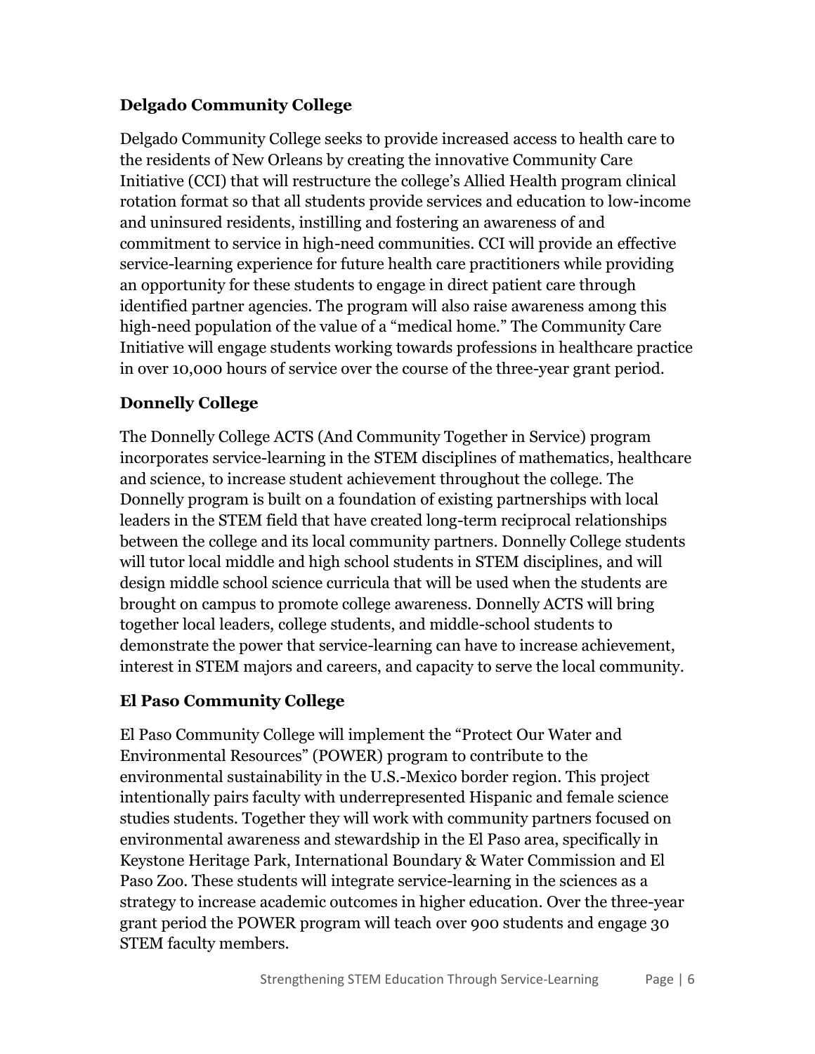### Delgado Community College

Delgado Community College seeks to provide increased access to health care to the residents of New Orleans by creating the innovative Community Care Initiative (CCI) that will restructure the college's Allied Health program clinical rotation format so that all students provide services and education to low-income and uninsured residents, instilling and fostering an awareness of and commitment to service in high-need communities. CCI will provide an effective service-learning experience for future health care practitioners while providing an opportunity for these students to engage in direct patient care through identified partner agencies. The program will also raise awareness among this high-need population of the value of a "medical home." The Community Care Initiative will engage students working towards professions in healthcare practice in over 10,000 hours of service over the course of the three-year grant period.

### Donnelly College

The Donnelly College ACTS (And Community Together in Service) program incorporates service-learning in the STEM disciplines of mathematics, healthcare and science, to increase student achievement throughout the college. The Donnelly program is built on a foundation of existing partnerships with local leaders in the STEM field that have created long-term reciprocal relationships between the college and its local community partners. Donnelly College students will tutor local middle and high school students in STEM disciplines, and will design middle school science curricula that will be used when the students are brought on campus to promote college awareness. Donnelly ACTS will bring together local leaders, college students, and middle-school students to demonstrate the power that service-learning can have to increase achievement, interest in STEM majors and careers, and capacity to serve the local community.

### El Paso Community College

El Paso Community College will implement the "Protect Our Water and Environmental Resources" (POWER) program to contribute to the environmental sustainability in the U.S.-Mexico border region. This project intentionally pairs faculty with underrepresented Hispanic and female science studies students. Together they will work with community partners focused on environmental awareness and stewardship in the El Paso area, specifically in Keystone Heritage Park, International Boundary & Water Commission and El Paso Zoo. These students will integrate service-learning in the sciences as a strategy to increase academic outcomes in higher education. Over the three-year grant period the POWER program will teach over 900 students and engage 30 STEM faculty members.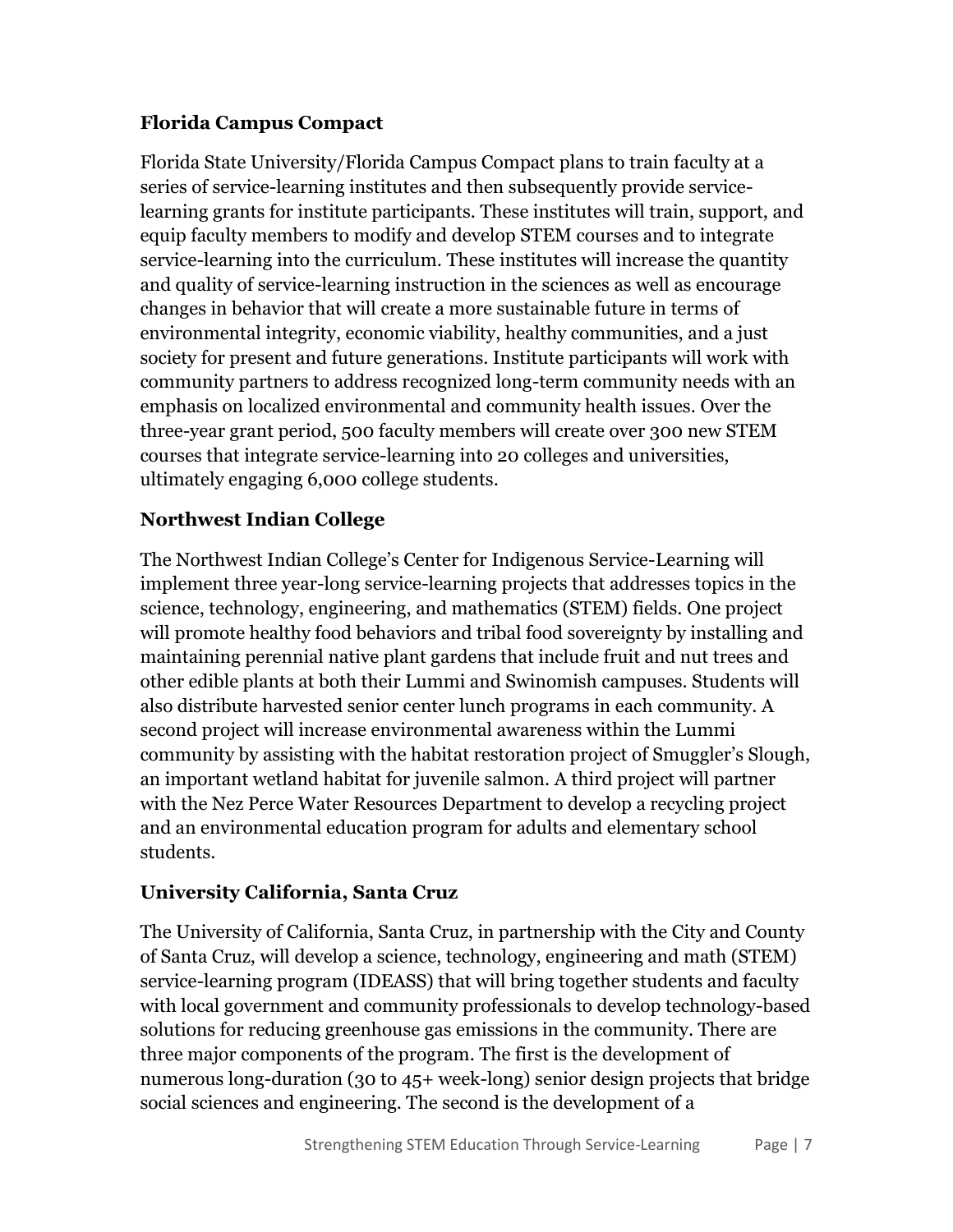### Florida Campus Compact

Florida State University/Florida Campus Compact plans to train faculty at a series of service-learning institutes and then subsequently provide service-learning grants for institute participants. These institutes will train, support, and equip faculty members to modify and develop STEM courses and to integrate service-learning into the curriculum. These institutes will increase the quantity and quality of service-learning instruction in the sciences as well as encourage changes in behavior that will create a more sustainable future in terms of environmental integrity, economic viability, healthy communities, and a just society for present and future generations. Institute participants will work with community partners to address recognized long-term community needs with an emphasis on localized environmental and community health issues. Over the three-year grant period, 500 faculty members will create over 300 new STEM courses that integrate service-learning into 20 colleges and universities, ultimately engaging 6,000 college students.

### Northwest Indian College

The Northwest Indian College's Center for Indigenous Service-Learning will implement three year-long service-learning projects that addresses topics in the science, technology, engineering, and mathematics (STEM) fields. One project will promote healthy food behaviors and tribal food sovereignty by installing and maintaining perennial native plant gardens that include fruit and nut trees and other edible plants at both their Lummi and Swinomish campuses. Students will also distribute harvested senior center lunch programs in each community. A second project will increase environmental awareness within the Lummi community by assisting with the habitat restoration project of Smuggler's Slough, an important wetland habitat for juvenile salmon. A third project will partner with the Nez Perce Water Resources Department to develop a recycling project and an environmental education program for adults and elementary school students.

### University California, Santa Cruz

The University of California, Santa Cruz, in partnership with the City and County of Santa Cruz, will develop a science, technology, engineering and math (STEM) service-learning program (IDEASS) that will bring together students and faculty with local government and community professionals to develop technology-based solutions for reducing greenhouse gas emissions in the community. There are three major components of the program. The first is the development of numerous long-duration (30 to 45+ week-long) senior design projects that bridge social sciences and engineering. The second is the development of a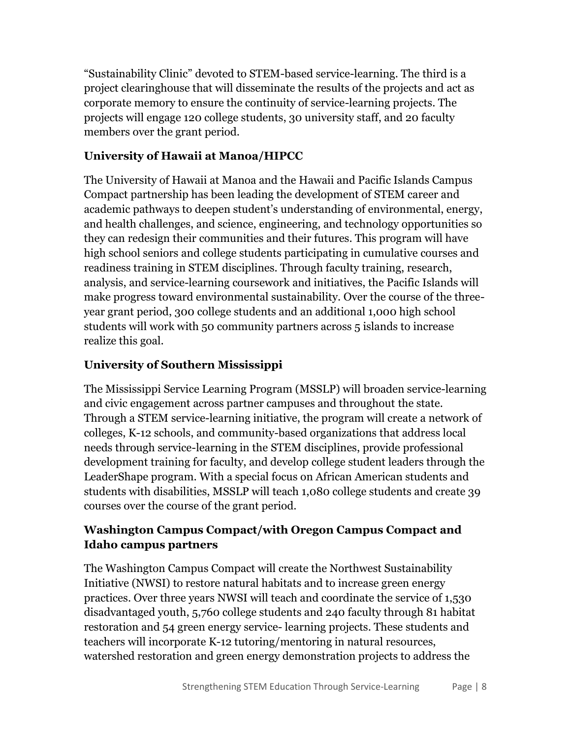"Sustainability Clinic" devoted to STEM-based service-learning. The third is a project clearinghouse that will disseminate the results of the projects and act as corporate memory to ensure the continuity of service-learning projects. The projects will engage 120 college students, 30 university staff, and 20 faculty members over the grant period.

### University of Hawaii at Manoa/HIPCC

The University of Hawaii at Manoa and the Hawaii and Pacific Islands Campus Compact partnership has been leading the development of STEM career and academic pathways to deepen student's understanding of environmental, energy, and health challenges, and science, engineering, and technology opportunities so they can redesign their communities and their futures. This program will have high school seniors and college students participating in cumulative courses and readiness training in STEM disciplines. Through faculty training, research, analysis, and service-learning coursework and initiatives, the Pacific Islands will make progress toward environmental sustainability. Over the course of the three-year grant period, 300 college students and an additional 1,000 high school students will work with 50 community partners across 5 islands to increase realize this goal.

### University of Southern Mississippi

The Mississippi Service Learning Program (MSSLP) will broaden service-learning and civic engagement across partner campuses and throughout the state. Through a STEM service-learning initiative, the program will create a network of colleges, K-12 schools, and community-based organizations that address local needs through service-learning in the STEM disciplines, provide professional development training for faculty, and develop college student leaders through the LeaderShape program. With a special focus on African American students and students with disabilities, MSSLP will teach 1,080 college students and create 39 courses over the course of the grant period.

### Washington Campus Compact/with Oregon Campus Compact and Idaho campus partners

The Washington Campus Compact will create the Northwest Sustainability Initiative (NWSI) to restore natural habitats and to increase green energy practices. Over three years NWSI will teach and coordinate the service of 1,530 disadvantaged youth, 5,760 college students and 240 faculty through 81 habitat restoration and 54 green energy service- learning projects. These students and teachers will incorporate K-12 tutoring/mentoring in natural resources, watershed restoration and green energy demonstration projects to address the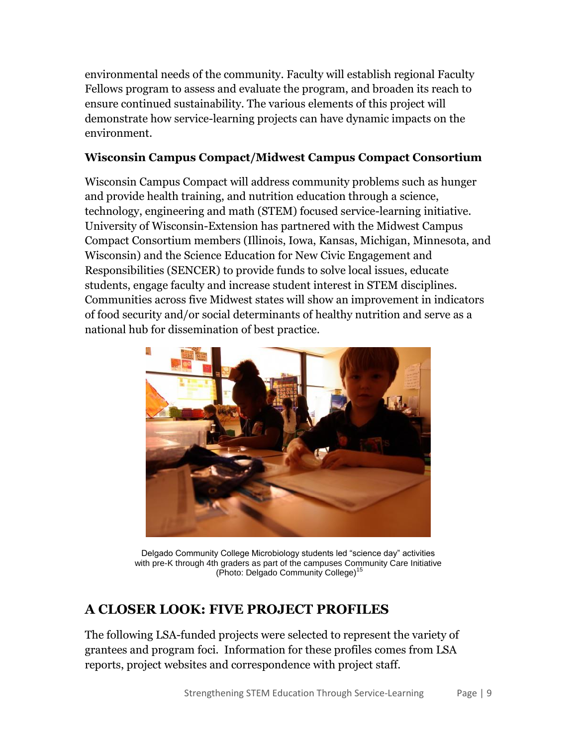environmental needs of the community. Faculty will establish regional Faculty Fellows program to assess and evaluate the program, and broaden its reach to ensure continued sustainability. The various elements of this project will demonstrate how service-learning projects can have dynamic impacts on the environment.

### Wisconsin Campus Compact/Midwest Campus Compact Consortium

Wisconsin Campus Compact will address community problems such as hunger and provide health training, and nutrition education through a science, technology, engineering and math (STEM) focused service-learning initiative. University of Wisconsin-Extension has partnered with the Midwest Campus Compact Consortium members (Illinois, Iowa, Kansas, Michigan, Minnesota, and Wisconsin) and the Science Education for New Civic Engagement and Responsibilities (SENCER) to provide funds to solve local issues, educate students, engage faculty and increase student interest in STEM disciplines. Communities across five Midwest states will show an improvement in indicators of food security and/or social determinants of healthy nutrition and serve as a national hub for dissemination of best practice.

Delgado Community College Microbiology students led "science day" activities with pre-K through 4th graders as part of the campuses Community Care Initiative (Photo: Delgado Community College)[15]

## A CLOSER LOOK: FIVE PROJECT PROFILES

The following LSA-funded projects were selected to represent the variety of grantees and program foci. Information for these profiles comes from LSA reports, project websites and correspondence with project staff.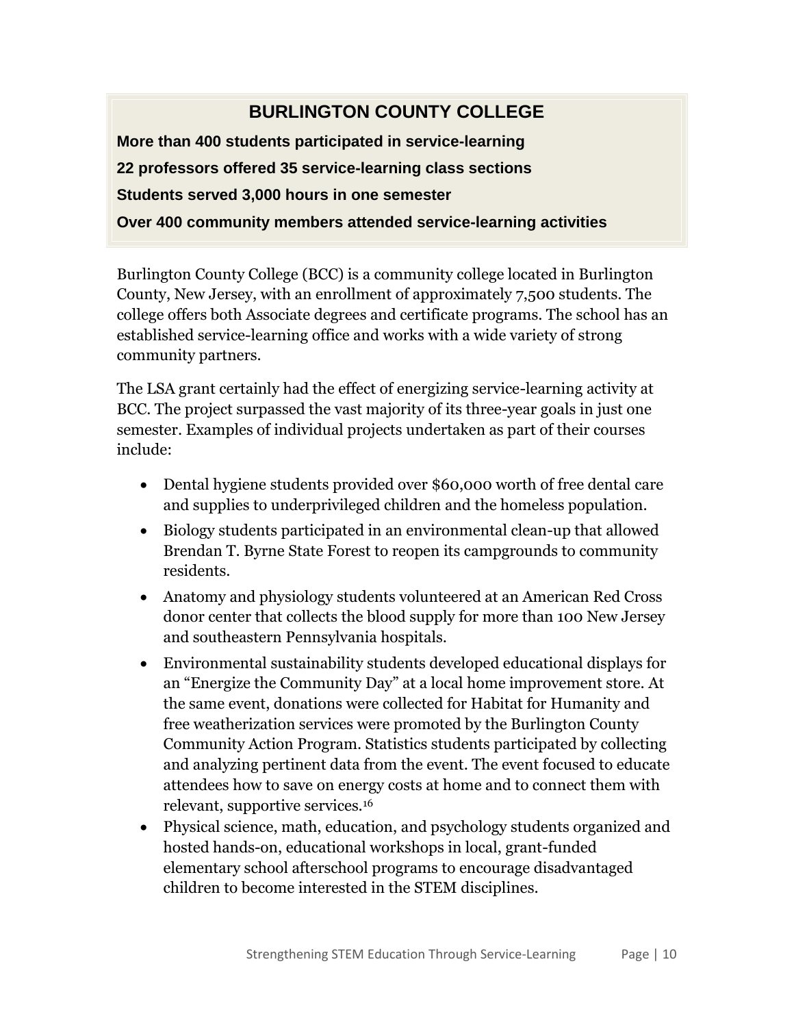## BURLINGTON COUNTY COLLEGE

**More than 400 students participated in service-learning**

**22 professors offered 35 service-learning class sections**

**Students served 3,000 hours in one semester**

**Over 400 community members attended service-learning activities**

Burlington County College (BCC) is a community college located in Burlington County, New Jersey, with an enrollment of approximately 7,500 students. The college offers both Associate degrees and certificate programs. The school has an established service-learning office and works with a wide variety of strong community partners.

The LSA grant certainly had the effect of energizing service-learning activity at BCC. The project surpassed the vast majority of its three-year goals in just one semester. Examples of individual projects undertaken as part of their courses include:

- Dental hygiene students provided over $60,000 worth of free dental care and supplies to underprivileged children and the homeless population.
- Biology students participated in an environmental clean-up that allowed Brendan T. Byrne State Forest to reopen its campgrounds to community residents.
- Anatomy and physiology students volunteered at an American Red Cross donor center that collects the blood supply for more than 100 New Jersey and southeastern Pennsylvania hospitals.
- Environmental sustainability students developed educational displays for an "Energize the Community Day" at a local home improvement store. At the same event, donations were collected for Habitat for Humanity and free weatherization services were promoted by the Burlington County Community Action Program. Statistics students participated by collecting and analyzing pertinent data from the event. The event focused to educate attendees how to save on energy costs at home and to connect them with relevant, supportive services.[16]
- Physical science, math, education, and psychology students organized and hosted hands-on, educational workshops in local, grant-funded elementary school afterschool programs to encourage disadvantaged children to become interested in the STEM disciplines.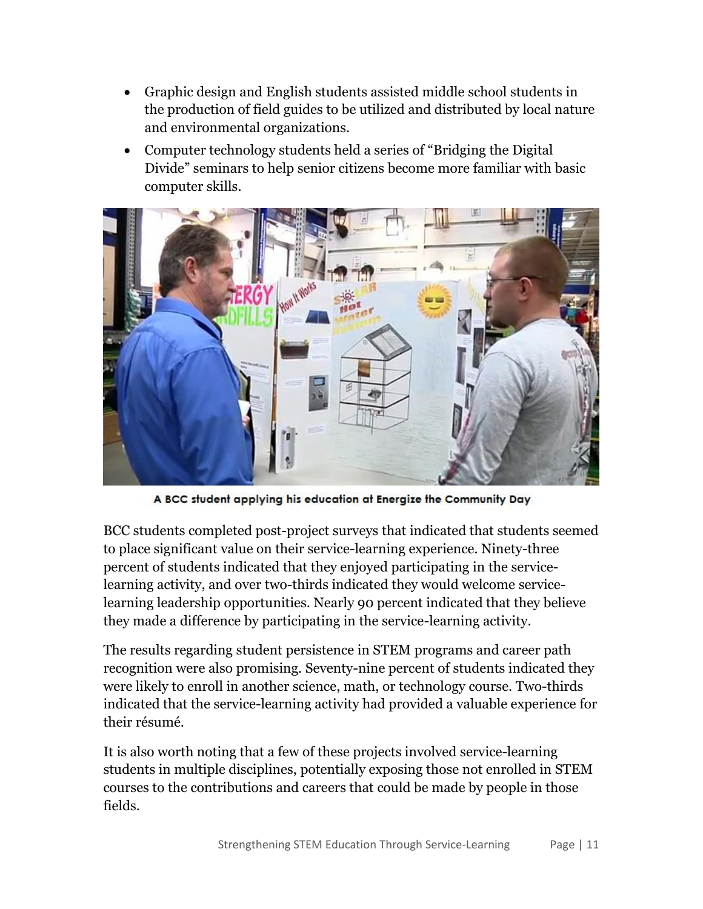- Graphic design and English students assisted middle school students in the production of field guides to be utilized and distributed by local nature and environmental organizations.
- Computer technology students held a series of "Bridging the Digital Divide" seminars to help senior citizens become more familiar with basic computer skills.

A BCC student applying his education at Energize the Community Day

BCC students completed post-project surveys that indicated that students seemed to place significant value on their service-learning experience. Ninety-three percent of students indicated that they enjoyed participating in the service-learning activity, and over two-thirds indicated they would welcome service-learning leadership opportunities. Nearly 90 percent indicated that they believe they made a difference by participating in the service-learning activity.

The results regarding student persistence in STEM programs and career path recognition were also promising. Seventy-nine percent of students indicated they were likely to enroll in another science, math, or technology course. Two-thirds indicated that the service-learning activity had provided a valuable experience for their résumé.

It is also worth noting that a few of these projects involved service-learning students in multiple disciplines, potentially exposing those not enrolled in STEM courses to the contributions and careers that could be made by people in those fields.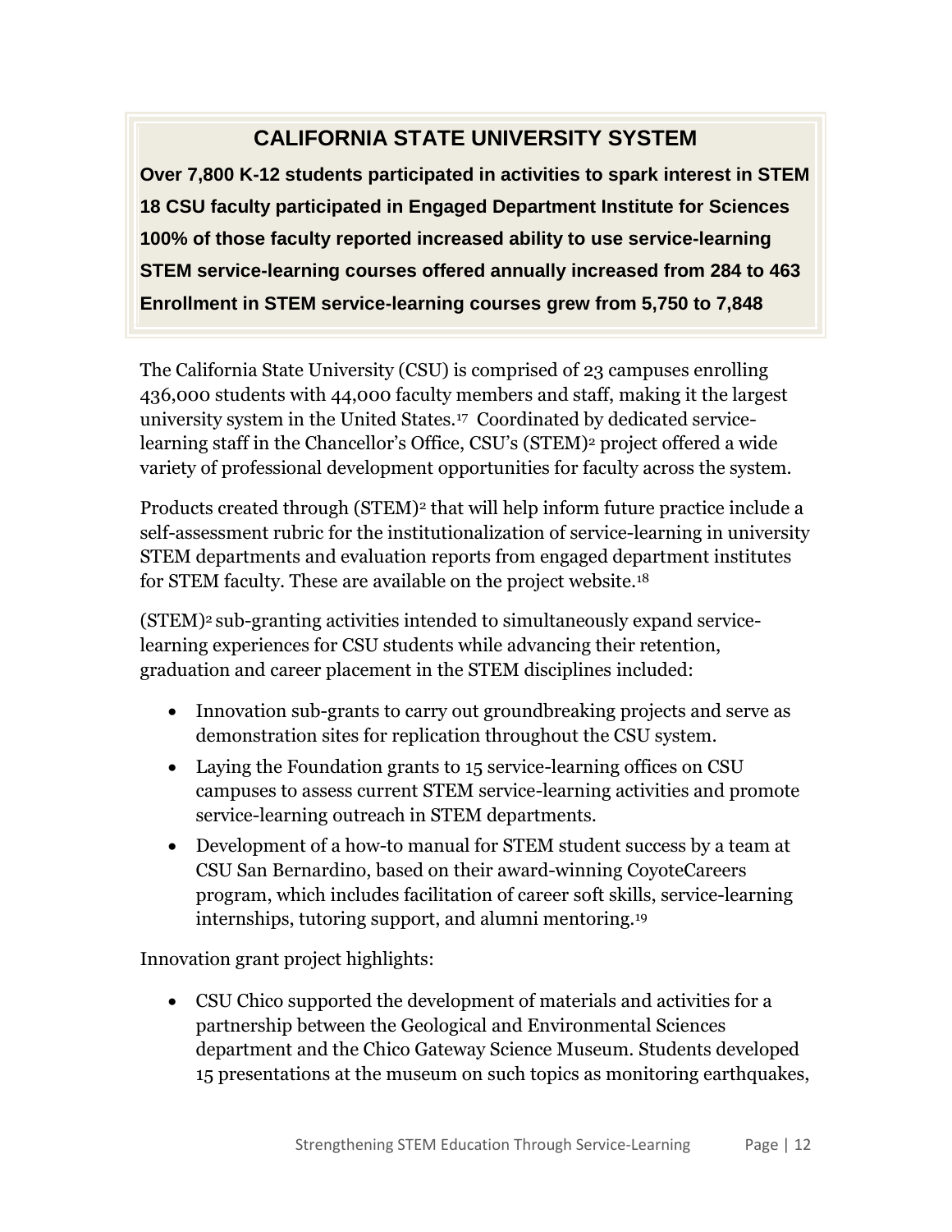## CALIFORNIA STATE UNIVERSITY SYSTEM

**Over 7,800 K-12 students participated in activities to spark interest in STEM**

**18 CSU faculty participated in Engaged Department Institute for Sciences**

**100% of those faculty reported increased ability to use service-learning**

**STEM service-learning courses offered annually increased from 284 to 463**

**Enrollment in STEM service-learning courses grew from 5,750 to 7,848**

The California State University (CSU) is comprised of 23 campuses enrolling 436,000 students with 44,000 faculty members and staff, making it the largest university system in the United States.[17] Coordinated by dedicated service-learning staff in the Chancellor's Office, CSU's (STEM)² project offered a wide variety of professional development opportunities for faculty across the system.

Products created through (STEM)² that will help inform future practice include a self-assessment rubric for the institutionalization of service-learning in university STEM departments and evaluation reports from engaged department institutes for STEM faculty. These are available on the project website.[18]

(STEM)² sub-granting activities intended to simultaneously expand service-learning experiences for CSU students while advancing their retention, graduation and career placement in the STEM disciplines included:

- Innovation sub-grants to carry out groundbreaking projects and serve as demonstration sites for replication throughout the CSU system.
- Laying the Foundation grants to 15 service-learning offices on CSU campuses to assess current STEM service-learning activities and promote service-learning outreach in STEM departments.
- Development of a how-to manual for STEM student success by a team at CSU San Bernardino, based on their award-winning CoyoteCareers program, which includes facilitation of career soft skills, service-learning internships, tutoring support, and alumni mentoring.[19]

Innovation grant project highlights:

- CSU Chico supported the development of materials and activities for a partnership between the Geological and Environmental Sciences department and the Chico Gateway Science Museum. Students developed 15 presentations at the museum on such topics as monitoring earthquakes,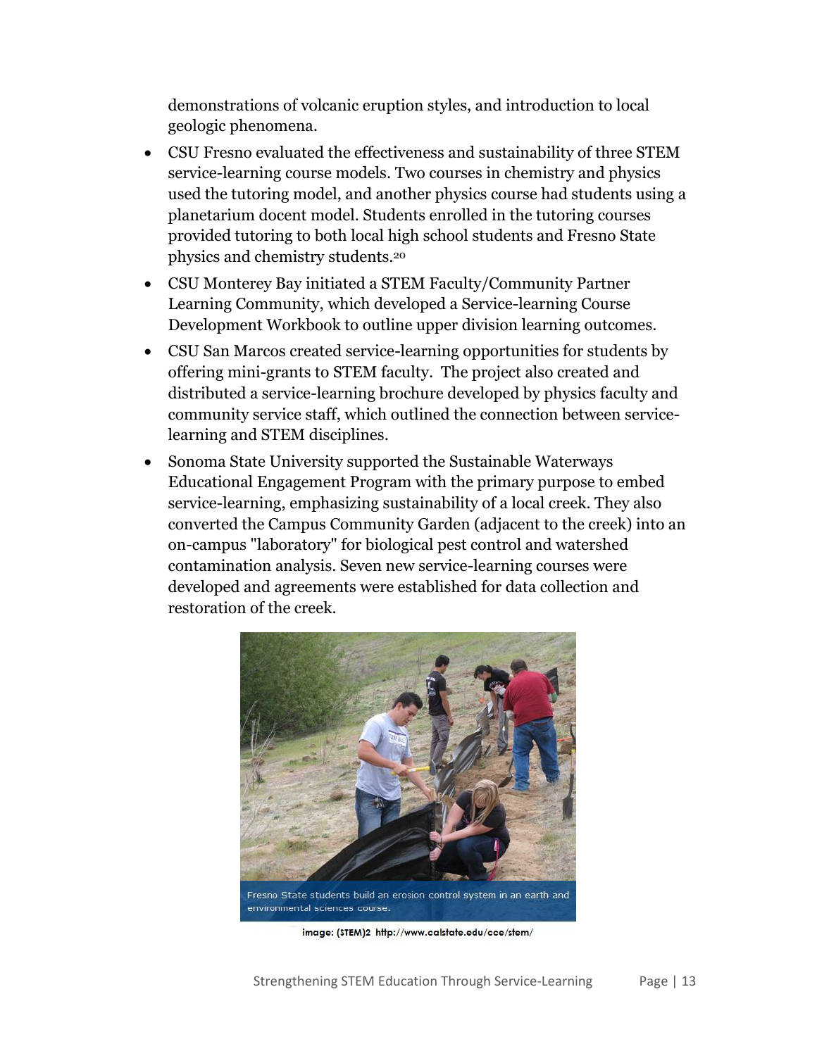demonstrations of volcanic eruption styles, and introduction to local geologic phenomena.

- CSU Fresno evaluated the effectiveness and sustainability of three STEM service-learning course models. Two courses in chemistry and physics used the tutoring model, and another physics course had students using a planetarium docent model. Students enrolled in the tutoring courses provided tutoring to both local high school students and Fresno State physics and chemistry students.[20]
- CSU Monterey Bay initiated a STEM Faculty/Community Partner Learning Community, which developed a Service-learning Course Development Workbook to outline upper division learning outcomes.
- CSU San Marcos created service-learning opportunities for students by offering mini-grants to STEM faculty. The project also created and distributed a service-learning brochure developed by physics faculty and community service staff, which outlined the connection between service-learning and STEM disciplines.
- Sonoma State University supported the Sustainable Waterways Educational Engagement Program with the primary purpose to embed service-learning, emphasizing sustainability of a local creek. They also converted the Campus Community Garden (adjacent to the creek) into an on-campus "laboratory" for biological pest control and watershed contamination analysis. Seven new service-learning courses were developed and agreements were established for data collection and restoration of the creek.

Fresno State students build an erosion control system in an earth and environmental sciences course.

image: (STEM)2 http://www.calstate.edu/cce/stem/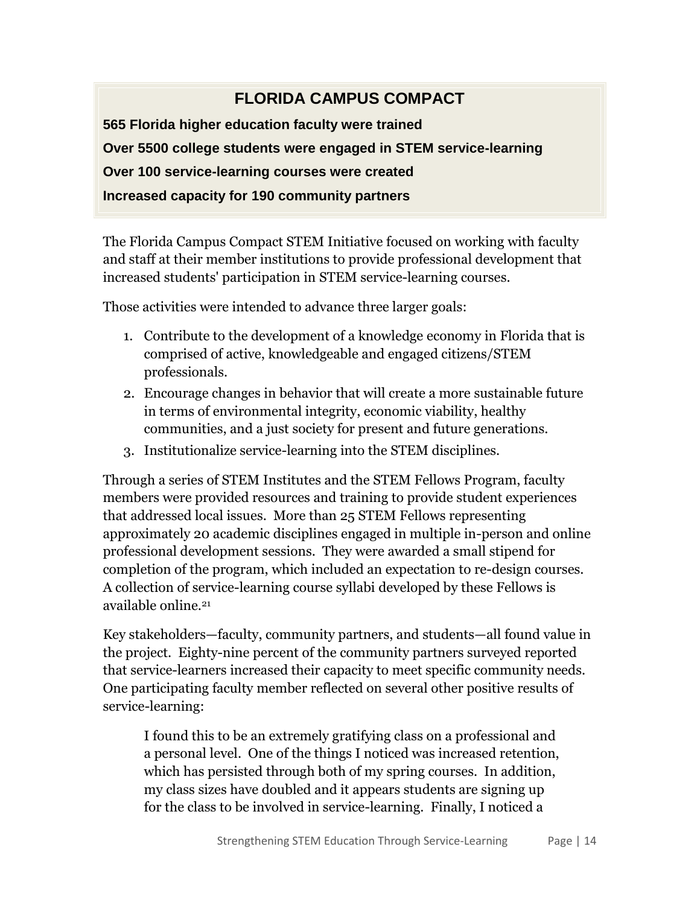## FLORIDA CAMPUS COMPACT

**565 Florida higher education faculty were trained**

**Over 5500 college students were engaged in STEM service-learning**

**Over 100 service-learning courses were created**

**Increased capacity for 190 community partners**

The Florida Campus Compact STEM Initiative focused on working with faculty and staff at their member institutions to provide professional development that increased students' participation in STEM service-learning courses.

Those activities were intended to advance three larger goals:

1. Contribute to the development of a knowledge economy in Florida that is comprised of active, knowledgeable and engaged citizens/STEM professionals.
2. Encourage changes in behavior that will create a more sustainable future in terms of environmental integrity, economic viability, healthy communities, and a just society for present and future generations.
3. Institutionalize service-learning into the STEM disciplines.

Through a series of STEM Institutes and the STEM Fellows Program, faculty members were provided resources and training to provide student experiences that addressed local issues. More than 25 STEM Fellows representing approximately 20 academic disciplines engaged in multiple in-person and online professional development sessions. They were awarded a small stipend for completion of the program, which included an expectation to re-design courses. A collection of service-learning course syllabi developed by these Fellows is available online.[21]

Key stakeholders—faculty, community partners, and students—all found value in the project. Eighty-nine percent of the community partners surveyed reported that service-learners increased their capacity to meet specific community needs. One participating faculty member reflected on several other positive results of service-learning:

> I found this to be an extremely gratifying class on a professional and a personal level. One of the things I noticed was increased retention, which has persisted through both of my spring courses. In addition, my class sizes have doubled and it appears students are signing up for the class to be involved in service-learning. Finally, I noticed a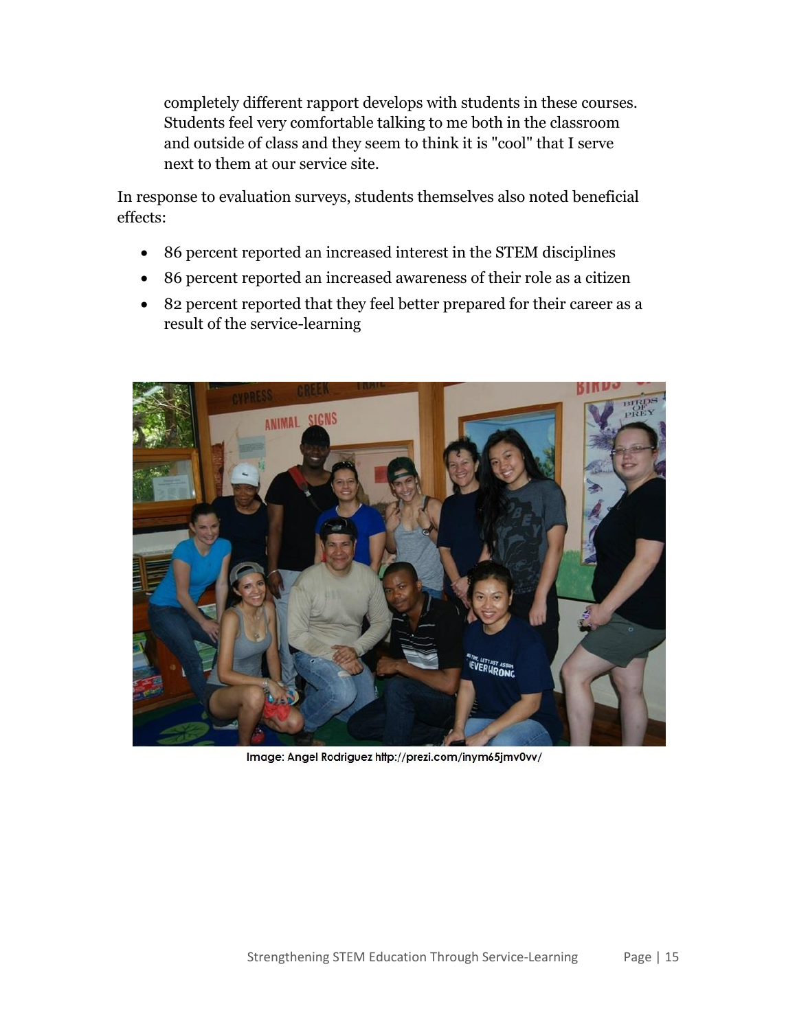completely different rapport develops with students in these courses. Students feel very comfortable talking to me both in the classroom and outside of class and they seem to think it is "cool" that I serve next to them at our service site.

In response to evaluation surveys, students themselves also noted beneficial effects:

- 86 percent reported an increased interest in the STEM disciplines
- 86 percent reported an increased awareness of their role as a citizen
- 82 percent reported that they feel better prepared for their career as a result of the service-learning

Image: Angel Rodriguez http://prezi.com/inym65jmv0vv/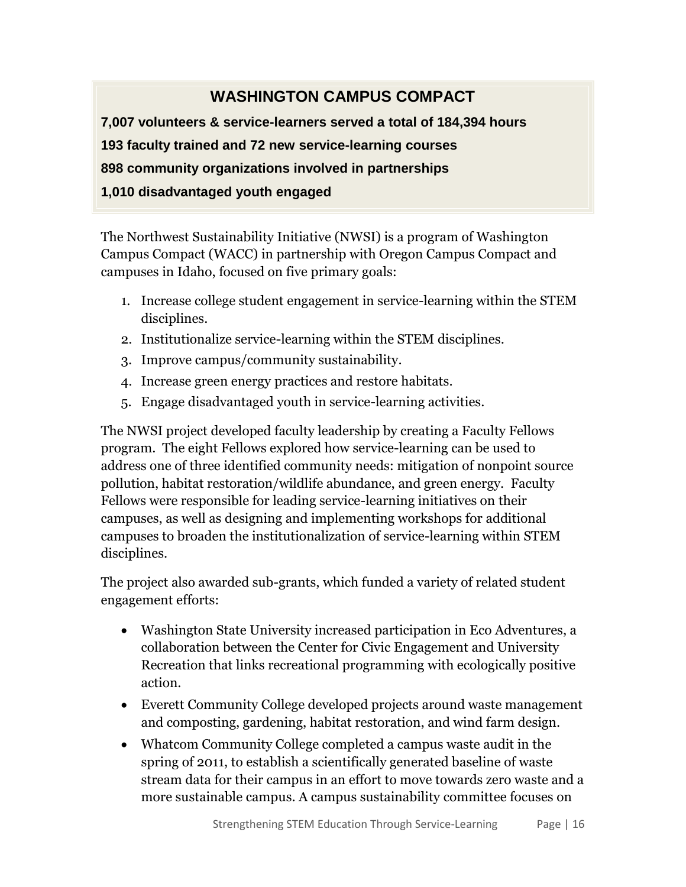## WASHINGTON CAMPUS COMPACT

**7,007 volunteers & service-learners served a total of 184,394 hours**

**193 faculty trained and 72 new service-learning courses**

**898 community organizations involved in partnerships**

**1,010 disadvantaged youth engaged**

The Northwest Sustainability Initiative (NWSI) is a program of Washington Campus Compact (WACC) in partnership with Oregon Campus Compact and campuses in Idaho, focused on five primary goals:

1. Increase college student engagement in service-learning within the STEM disciplines.
2. Institutionalize service-learning within the STEM disciplines.
3. Improve campus/community sustainability.
4. Increase green energy practices and restore habitats.
5. Engage disadvantaged youth in service-learning activities.

The NWSI project developed faculty leadership by creating a Faculty Fellows program. The eight Fellows explored how service-learning can be used to address one of three identified community needs: mitigation of nonpoint source pollution, habitat restoration/wildlife abundance, and green energy. Faculty Fellows were responsible for leading service-learning initiatives on their campuses, as well as designing and implementing workshops for additional campuses to broaden the institutionalization of service-learning within STEM disciplines.

The project also awarded sub-grants, which funded a variety of related student engagement efforts:

- Washington State University increased participation in Eco Adventures, a collaboration between the Center for Civic Engagement and University Recreation that links recreational programming with ecologically positive action.
- Everett Community College developed projects around waste management and composting, gardening, habitat restoration, and wind farm design.
- Whatcom Community College completed a campus waste audit in the spring of 2011, to establish a scientifically generated baseline of waste stream data for their campus in an effort to move towards zero waste and a more sustainable campus. A campus sustainability committee focuses on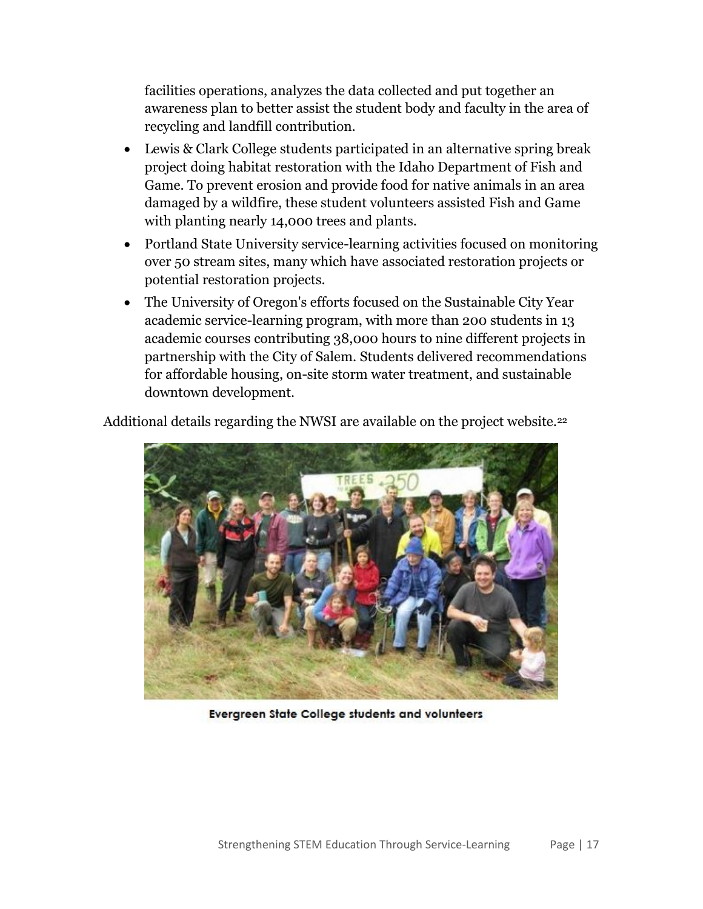facilities operations, analyzes the data collected and put together an awareness plan to better assist the student body and faculty in the area of recycling and landfill contribution.

- Lewis & Clark College students participated in an alternative spring break project doing habitat restoration with the Idaho Department of Fish and Game. To prevent erosion and provide food for native animals in an area damaged by a wildfire, these student volunteers assisted Fish and Game with planting nearly 14,000 trees and plants.
- Portland State University service-learning activities focused on monitoring over 50 stream sites, many which have associated restoration projects or potential restoration projects.
- The University of Oregon's efforts focused on the Sustainable City Year academic service-learning program, with more than 200 students in 13 academic courses contributing 38,000 hours to nine different projects in partnership with the City of Salem. Students delivered recommendations for affordable housing, on-site storm water treatment, and sustainable downtown development.

Additional details regarding the NWSI are available on the project website.[22]

**Evergreen State College students and volunteers**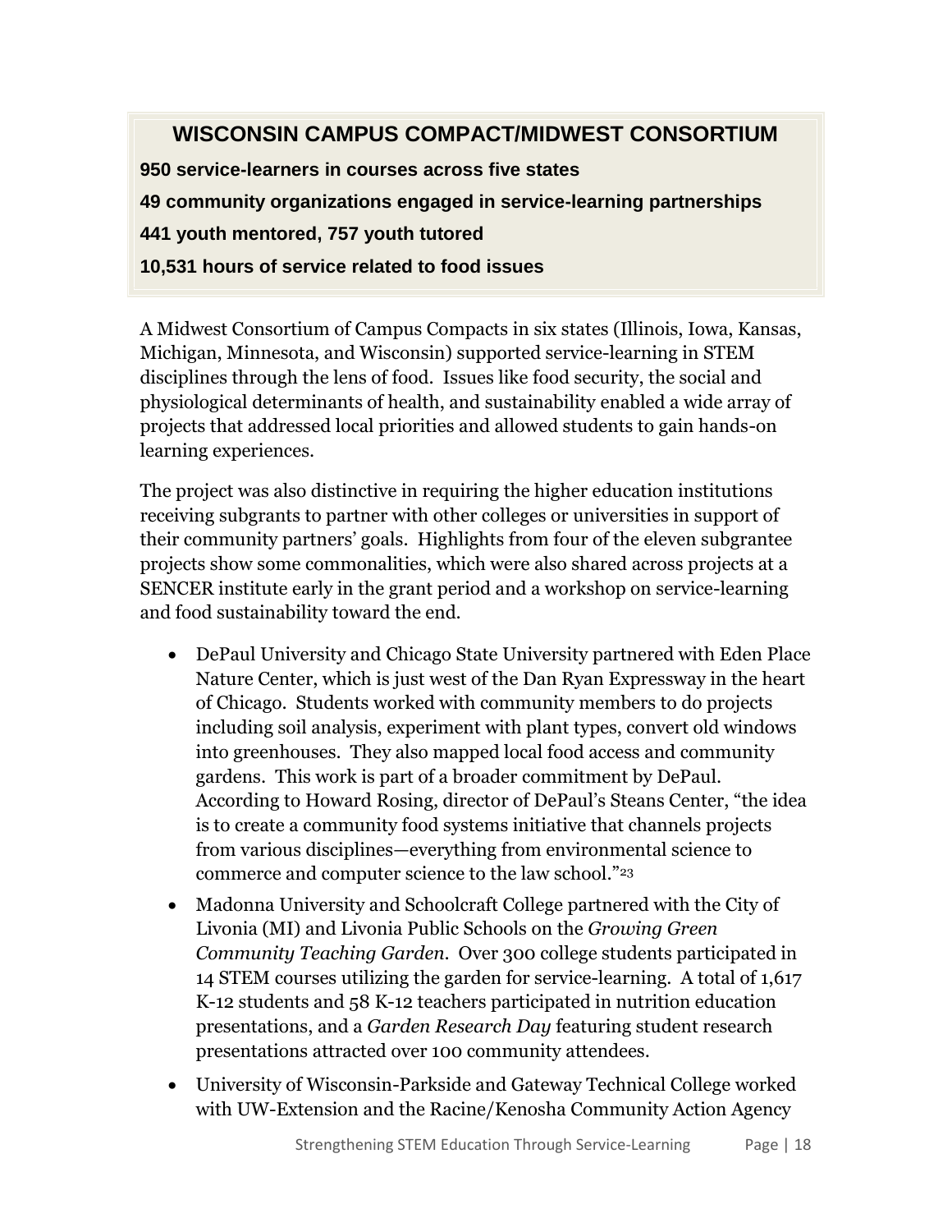## WISCONSIN CAMPUS COMPACT/MIDWEST CONSORTIUM

**950 service-learners in courses across five states**

**49 community organizations engaged in service-learning partnerships**

**441 youth mentored, 757 youth tutored**

**10,531 hours of service related to food issues**

A Midwest Consortium of Campus Compacts in six states (Illinois, Iowa, Kansas, Michigan, Minnesota, and Wisconsin) supported service-learning in STEM disciplines through the lens of food. Issues like food security, the social and physiological determinants of health, and sustainability enabled a wide array of projects that addressed local priorities and allowed students to gain hands-on learning experiences.

The project was also distinctive in requiring the higher education institutions receiving subgrants to partner with other colleges or universities in support of their community partners' goals. Highlights from four of the eleven subgrantee projects show some commonalities, which were also shared across projects at a SENCER institute early in the grant period and a workshop on service-learning and food sustainability toward the end.

- DePaul University and Chicago State University partnered with Eden Place Nature Center, which is just west of the Dan Ryan Expressway in the heart of Chicago. Students worked with community members to do projects including soil analysis, experiment with plant types, convert old windows into greenhouses. They also mapped local food access and community gardens. This work is part of a broader commitment by DePaul. According to Howard Rosing, director of DePaul's Steans Center, "the idea is to create a community food systems initiative that channels projects from various disciplines—everything from environmental science to commerce and computer science to the law school."[23]
- Madonna University and Schoolcraft College partnered with the City of Livonia (MI) and Livonia Public Schools on the *Growing Green Community Teaching Garden*. Over 300 college students participated in 14 STEM courses utilizing the garden for service-learning. A total of 1,617 K-12 students and 58 K-12 teachers participated in nutrition education presentations, and a *Garden Research Day* featuring student research presentations attracted over 100 community attendees.
- University of Wisconsin-Parkside and Gateway Technical College worked with UW-Extension and the Racine/Kenosha Community Action Agency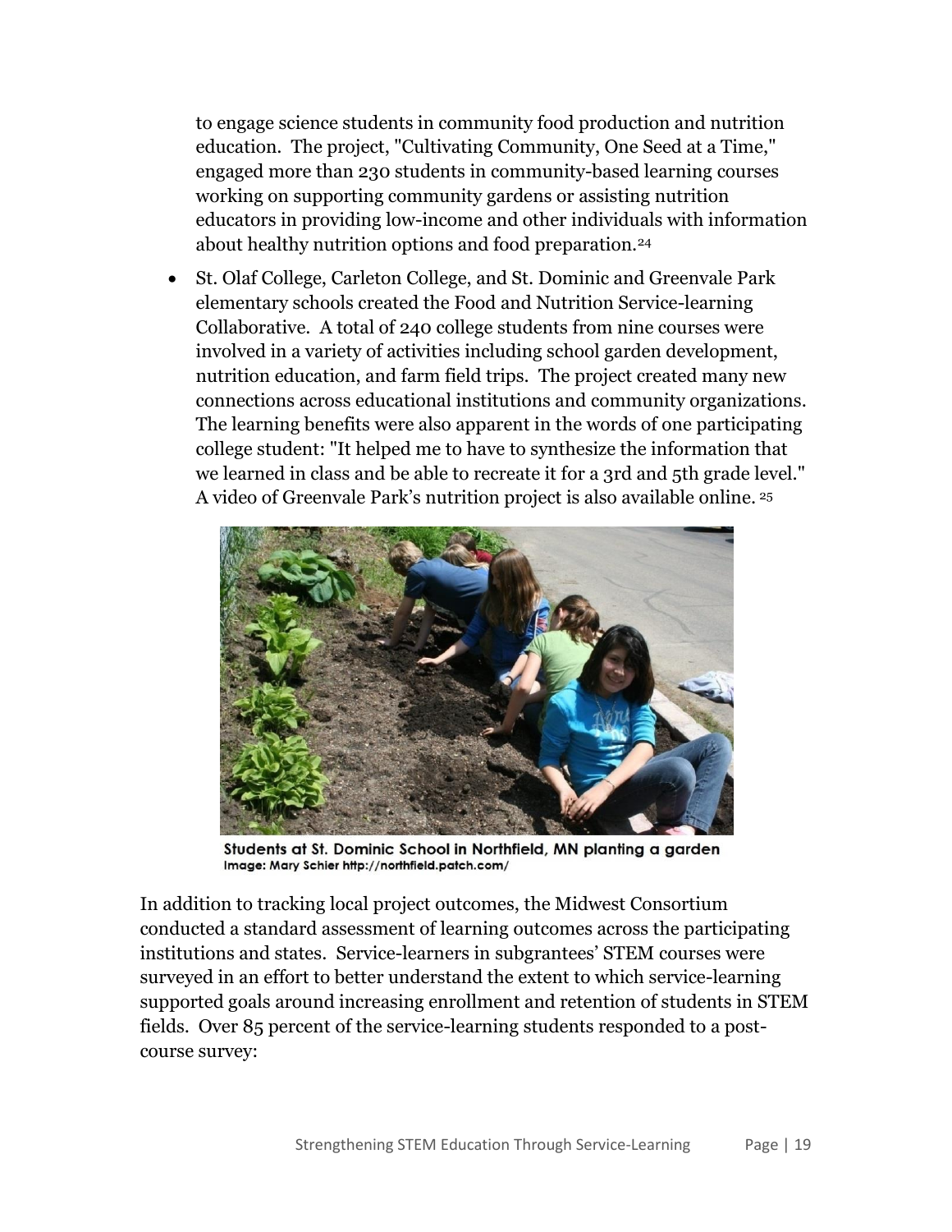to engage science students in community food production and nutrition education. The project, "Cultivating Community, One Seed at a Time," engaged more than 230 students in community-based learning courses working on supporting community gardens or assisting nutrition educators in providing low-income and other individuals with information about healthy nutrition options and food preparation.[24]

- St. Olaf College, Carleton College, and St. Dominic and Greenvale Park elementary schools created the Food and Nutrition Service-learning Collaborative. A total of 240 college students from nine courses were involved in a variety of activities including school garden development, nutrition education, and farm field trips. The project created many new connections across educational institutions and community organizations. The learning benefits were also apparent in the words of one participating college student: "It helped me to have to synthesize the information that we learned in class and be able to recreate it for a 3rd and 5th grade level." A video of Greenvale Park's nutrition project is also available online. [25]

**Students at St. Dominic School in Northfield, MN planting a garden**
Image: Mary Schier http://northfield.patch.com/

In addition to tracking local project outcomes, the Midwest Consortium conducted a standard assessment of learning outcomes across the participating institutions and states. Service-learners in subgrantees' STEM courses were surveyed in an effort to better understand the extent to which service-learning supported goals around increasing enrollment and retention of students in STEM fields. Over 85 percent of the service-learning students responded to a post-course survey: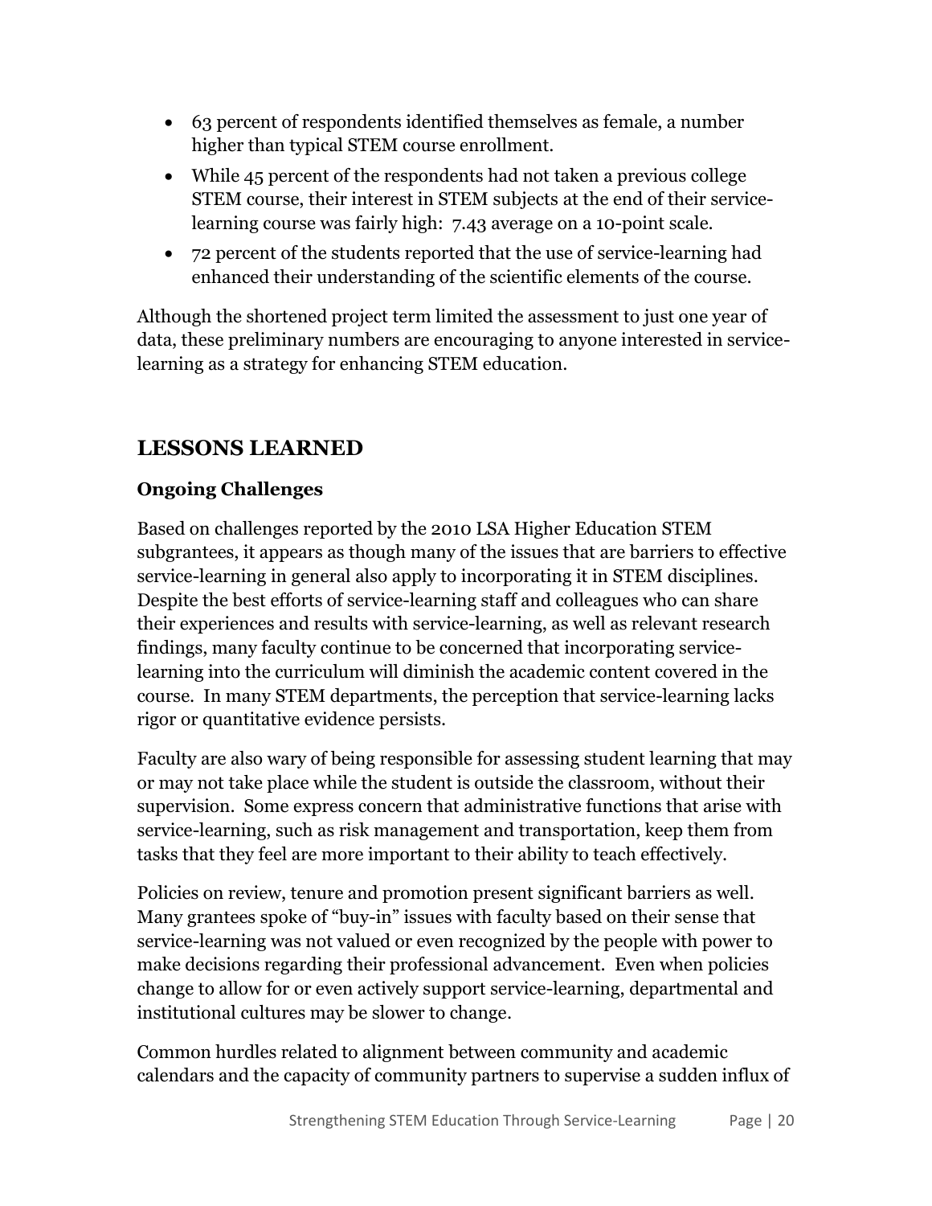- 63 percent of respondents identified themselves as female, a number higher than typical STEM course enrollment.
- While 45 percent of the respondents had not taken a previous college STEM course, their interest in STEM subjects at the end of their service-learning course was fairly high: 7.43 average on a 10-point scale.
- 72 percent of the students reported that the use of service-learning had enhanced their understanding of the scientific elements of the course.

Although the shortened project term limited the assessment to just one year of data, these preliminary numbers are encouraging to anyone interested in service-learning as a strategy for enhancing STEM education.

## LESSONS LEARNED

### Ongoing Challenges

Based on challenges reported by the 2010 LSA Higher Education STEM subgrantees, it appears as though many of the issues that are barriers to effective service-learning in general also apply to incorporating it in STEM disciplines. Despite the best efforts of service-learning staff and colleagues who can share their experiences and results with service-learning, as well as relevant research findings, many faculty continue to be concerned that incorporating service-learning into the curriculum will diminish the academic content covered in the course. In many STEM departments, the perception that service-learning lacks rigor or quantitative evidence persists.

Faculty are also wary of being responsible for assessing student learning that may or may not take place while the student is outside the classroom, without their supervision. Some express concern that administrative functions that arise with service-learning, such as risk management and transportation, keep them from tasks that they feel are more important to their ability to teach effectively.

Policies on review, tenure and promotion present significant barriers as well. Many grantees spoke of "buy-in" issues with faculty based on their sense that service-learning was not valued or even recognized by the people with power to make decisions regarding their professional advancement. Even when policies change to allow for or even actively support service-learning, departmental and institutional cultures may be slower to change.

Common hurdles related to alignment between community and academic calendars and the capacity of community partners to supervise a sudden influx of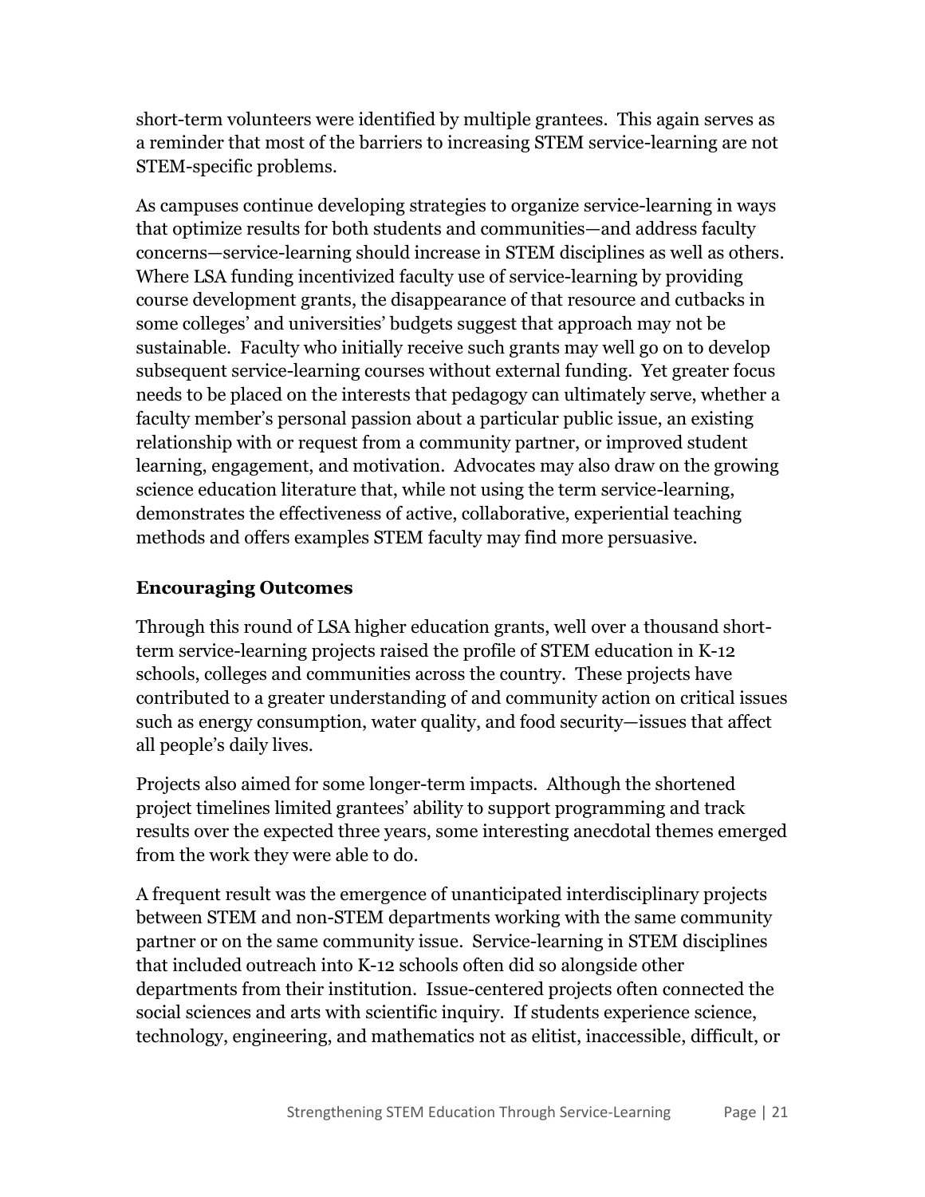short-term volunteers were identified by multiple grantees. This again serves as a reminder that most of the barriers to increasing STEM service-learning are not STEM-specific problems.

As campuses continue developing strategies to organize service-learning in ways that optimize results for both students and communities—and address faculty concerns—service-learning should increase in STEM disciplines as well as others. Where LSA funding incentivized faculty use of service-learning by providing course development grants, the disappearance of that resource and cutbacks in some colleges' and universities' budgets suggest that approach may not be sustainable. Faculty who initially receive such grants may well go on to develop subsequent service-learning courses without external funding. Yet greater focus needs to be placed on the interests that pedagogy can ultimately serve, whether a faculty member's personal passion about a particular public issue, an existing relationship with or request from a community partner, or improved student learning, engagement, and motivation. Advocates may also draw on the growing science education literature that, while not using the term service-learning, demonstrates the effectiveness of active, collaborative, experiential teaching methods and offers examples STEM faculty may find more persuasive.

### Encouraging Outcomes

Through this round of LSA higher education grants, well over a thousand short-term service-learning projects raised the profile of STEM education in K-12 schools, colleges and communities across the country. These projects have contributed to a greater understanding of and community action on critical issues such as energy consumption, water quality, and food security—issues that affect all people's daily lives.

Projects also aimed for some longer-term impacts. Although the shortened project timelines limited grantees' ability to support programming and track results over the expected three years, some interesting anecdotal themes emerged from the work they were able to do.

A frequent result was the emergence of unanticipated interdisciplinary projects between STEM and non-STEM departments working with the same community partner or on the same community issue. Service-learning in STEM disciplines that included outreach into K-12 schools often did so alongside other departments from their institution. Issue-centered projects often connected the social sciences and arts with scientific inquiry. If students experience science, technology, engineering, and mathematics not as elitist, inaccessible, difficult, or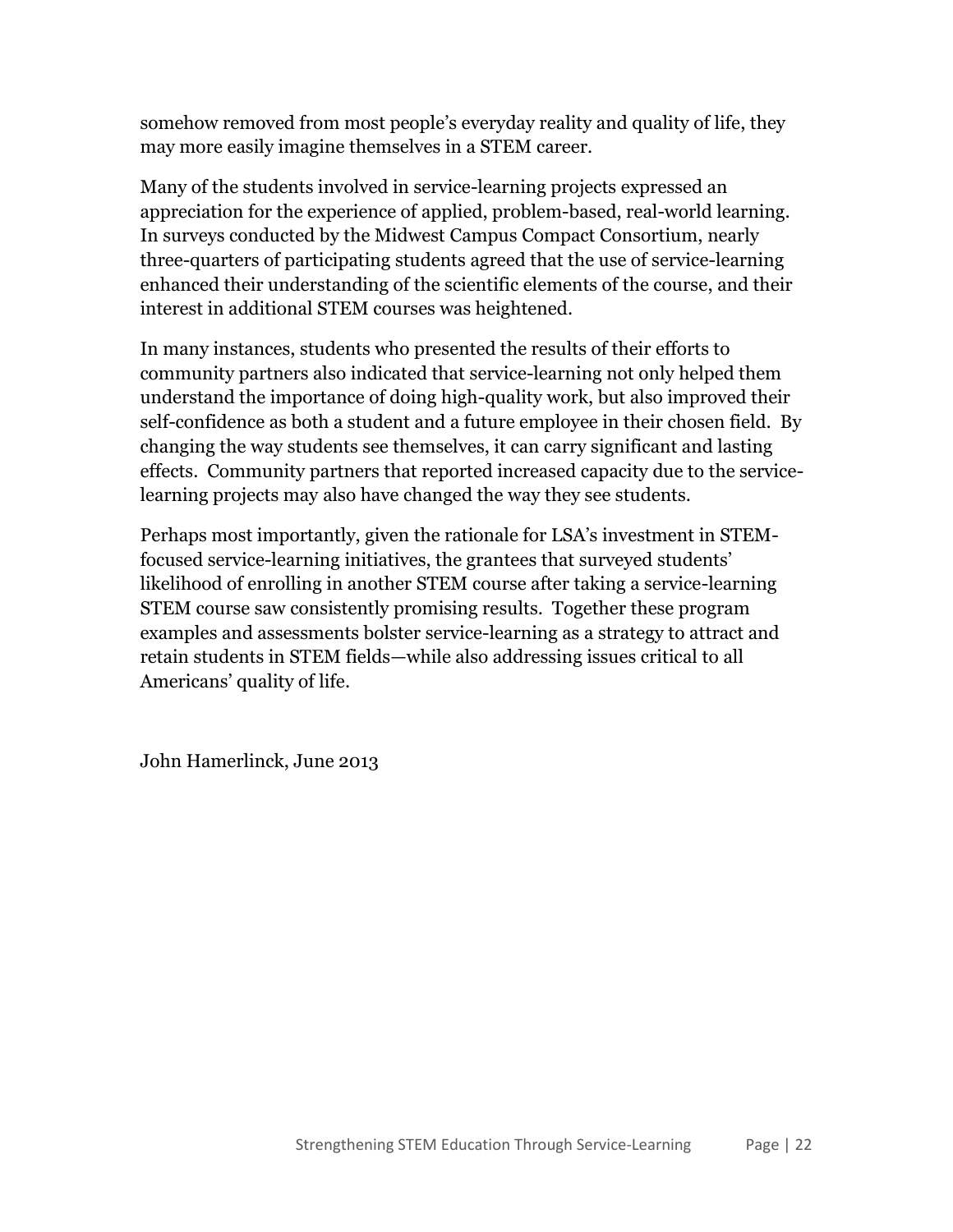somehow removed from most people's everyday reality and quality of life, they may more easily imagine themselves in a STEM career.

Many of the students involved in service-learning projects expressed an appreciation for the experience of applied, problem-based, real-world learning. In surveys conducted by the Midwest Campus Compact Consortium, nearly three-quarters of participating students agreed that the use of service-learning enhanced their understanding of the scientific elements of the course, and their interest in additional STEM courses was heightened.

In many instances, students who presented the results of their efforts to community partners also indicated that service-learning not only helped them understand the importance of doing high-quality work, but also improved their self-confidence as both a student and a future employee in their chosen field. By changing the way students see themselves, it can carry significant and lasting effects. Community partners that reported increased capacity due to the service-learning projects may also have changed the way they see students.

Perhaps most importantly, given the rationale for LSA's investment in STEM-focused service-learning initiatives, the grantees that surveyed students' likelihood of enrolling in another STEM course after taking a service-learning STEM course saw consistently promising results. Together these program examples and assessments bolster service-learning as a strategy to attract and retain students in STEM fields—while also addressing issues critical to all Americans' quality of life.

John Hamerlinck, June 2013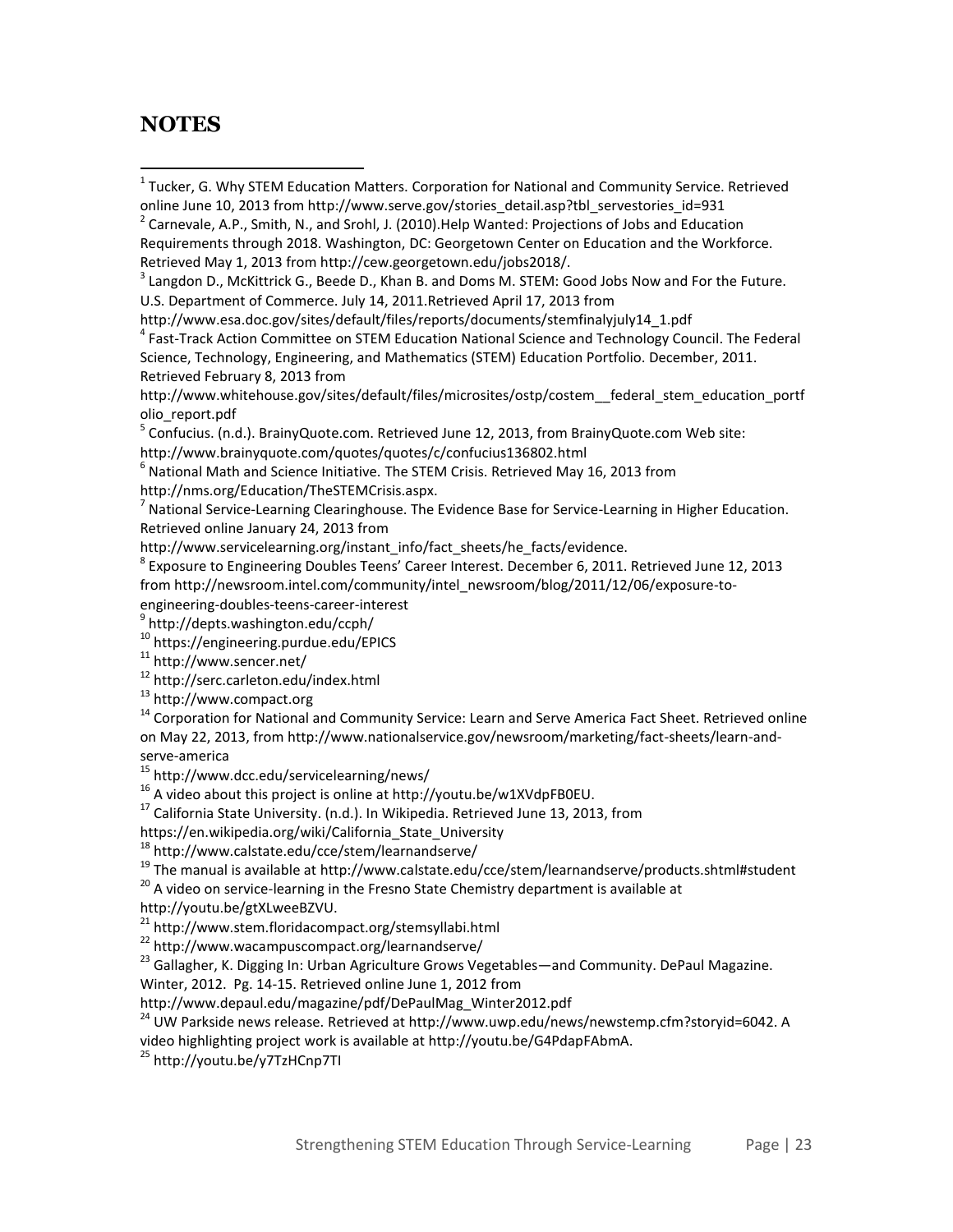# NOTES

[1] Tucker, G. Why STEM Education Matters. Corporation for National and Community Service. Retrieved online June 10, 2013 from http://www.serve.gov/stories_detail.asp?tbl_servestories_id=931

[2] Carnevale, A.P., Smith, N., and Srohl, J. (2010).Help Wanted: Projections of Jobs and Education Requirements through 2018. Washington, DC: Georgetown Center on Education and the Workforce. Retrieved May 1, 2013 from http://cew.georgetown.edu/jobs2018/.

[3] Langdon D., McKittrick G., Beede D., Khan B. and Doms M. STEM: Good Jobs Now and For the Future. U.S. Department of Commerce. July 14, 2011.Retrieved April 17, 2013 from http://www.esa.doc.gov/sites/default/files/reports/documents/stemfinalyjuly14_1.pdf

[4] Fast-Track Action Committee on STEM Education National Science and Technology Council. The Federal Science, Technology, Engineering, and Mathematics (STEM) Education Portfolio. December, 2011. Retrieved February 8, 2013 from http://www.whitehouse.gov/sites/default/files/microsites/ostp/costem__federal_stem_education_portfolio_report.pdf

[5] Confucius. (n.d.). BrainyQuote.com. Retrieved June 12, 2013, from BrainyQuote.com Web site: http://www.brainyquote.com/quotes/quotes/c/confucius136802.html

[6] National Math and Science Initiative. The STEM Crisis. Retrieved May 16, 2013 from http://nms.org/Education/TheSTEMCrisis.aspx.

[7] National Service-Learning Clearinghouse. The Evidence Base for Service-Learning in Higher Education. Retrieved online January 24, 2013 from http://www.servicelearning.org/instant_info/fact_sheets/he_facts/evidence.

[8] Exposure to Engineering Doubles Teens' Career Interest. December 6, 2011. Retrieved June 12, 2013 from http://newsroom.intel.com/community/intel_newsroom/blog/2011/12/06/exposure-to-engineering-doubles-teens-career-interest

[9] http://depts.washington.edu/ccph/

[10] https://engineering.purdue.edu/EPICS

[11] http://www.sencer.net/

[12] http://serc.carleton.edu/index.html

[13] http://www.compact.org

[14] Corporation for National and Community Service: Learn and Serve America Fact Sheet. Retrieved online on May 22, 2013, from http://www.nationalservice.gov/newsroom/marketing/fact-sheets/learn-and-serve-america

[15] http://www.dcc.edu/servicelearning/news/

[16] A video about this project is online at http://youtu.be/w1XVdpFB0EU.

[17] California State University. (n.d.). In Wikipedia. Retrieved June 13, 2013, from https://en.wikipedia.org/wiki/California_State_University

[18] http://www.calstate.edu/cce/stem/learnandserve/

[19] The manual is available at http://www.calstate.edu/cce/stem/learnandserve/products.shtml#student

[20] A video on service-learning in the Fresno State Chemistry department is available at http://youtu.be/gtXLweeBZVU.

[21] http://www.stem.floridacompact.org/stemsyllabi.html

[22] http://www.wacampuscompact.org/learnandserve/

[23] Gallagher, K. Digging In: Urban Agriculture Grows Vegetables—and Community. DePaul Magazine. Winter, 2012. Pg. 14-15. Retrieved online June 1, 2012 from http://www.depaul.edu/magazine/pdf/DePaulMag_Winter2012.pdf

[24] UW Parkside news release. Retrieved at http://www.uwp.edu/news/newstemp.cfm?storyid=6042. A video highlighting project work is available at http://youtu.be/G4PdapFAbmA.

[25] http://youtu.be/y7TzHCnp7TI